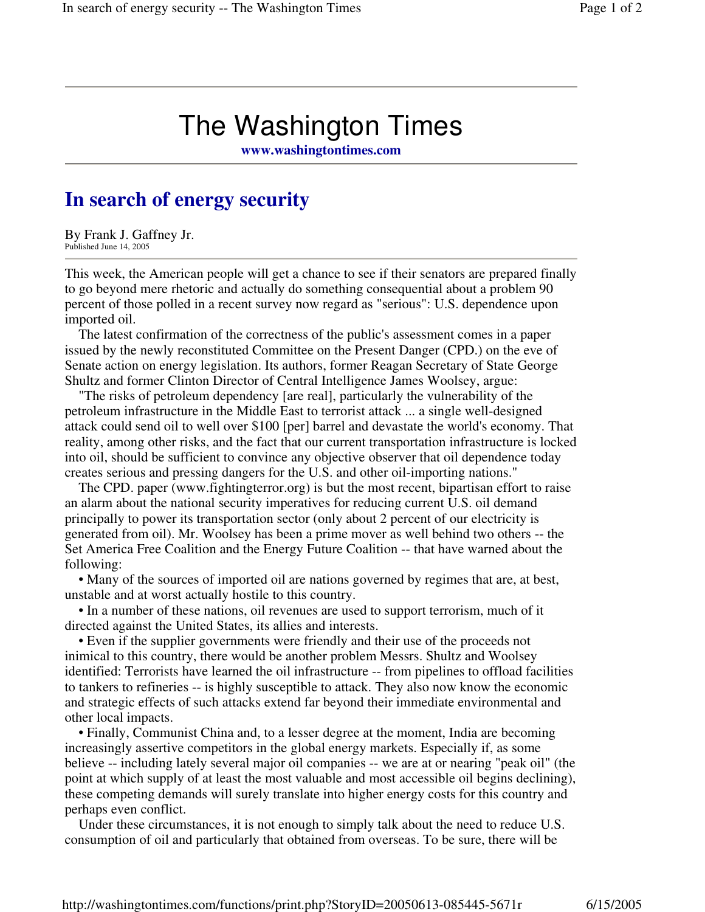# The Washington Times

**www.washingtontimes.com**

## In search of energy security

By Frank J. Gaffney Jr.
Published June 14, 2005

This week, the American people will get a chance to see if their senators are prepared finally to go beyond mere rhetoric and actually do something consequential about a problem 90 percent of those polled in a recent survey now regard as "serious": U.S. dependence upon imported oil.

The latest confirmation of the correctness of the public's assessment comes in a paper issued by the newly reconstituted Committee on the Present Danger (CPD.) on the eve of Senate action on energy legislation. Its authors, former Reagan Secretary of State George Shultz and former Clinton Director of Central Intelligence James Woolsey, argue:

"The risks of petroleum dependency [are real], particularly the vulnerability of the petroleum infrastructure in the Middle East to terrorist attack ... a single well-designed attack could send oil to well over $100 [per] barrel and devastate the world's economy. That reality, among other risks, and the fact that our current transportation infrastructure is locked into oil, should be sufficient to convince any objective observer that oil dependence today creates serious and pressing dangers for the U.S. and other oil-importing nations."

The CPD. paper (www.fightingterror.org) is but the most recent, bipartisan effort to raise an alarm about the national security imperatives for reducing current U.S. oil demand principally to power its transportation sector (only about 2 percent of our electricity is generated from oil). Mr. Woolsey has been a prime mover as well behind two others -- the Set America Free Coalition and the Energy Future Coalition -- that have warned about the following:

- Many of the sources of imported oil are nations governed by regimes that are, at best, unstable and at worst actually hostile to this country.
- In a number of these nations, oil revenues are used to support terrorism, much of it directed against the United States, its allies and interests.
- Even if the supplier governments were friendly and their use of the proceeds not inimical to this country, there would be another problem Messrs. Shultz and Woolsey identified: Terrorists have learned the oil infrastructure -- from pipelines to offload facilities to tankers to refineries -- is highly susceptible to attack. They also now know the economic and strategic effects of such attacks extend far beyond their immediate environmental and other local impacts.
- Finally, Communist China and, to a lesser degree at the moment, India are becoming increasingly assertive competitors in the global energy markets. Especially if, as some believe -- including lately several major oil companies -- we are at or nearing "peak oil" (the point at which supply of at least the most valuable and most accessible oil begins declining), these competing demands will surely translate into higher energy costs for this country and perhaps even conflict.

Under these circumstances, it is not enough to simply talk about the need to reduce U.S. consumption of oil and particularly that obtained from overseas. To be sure, there will be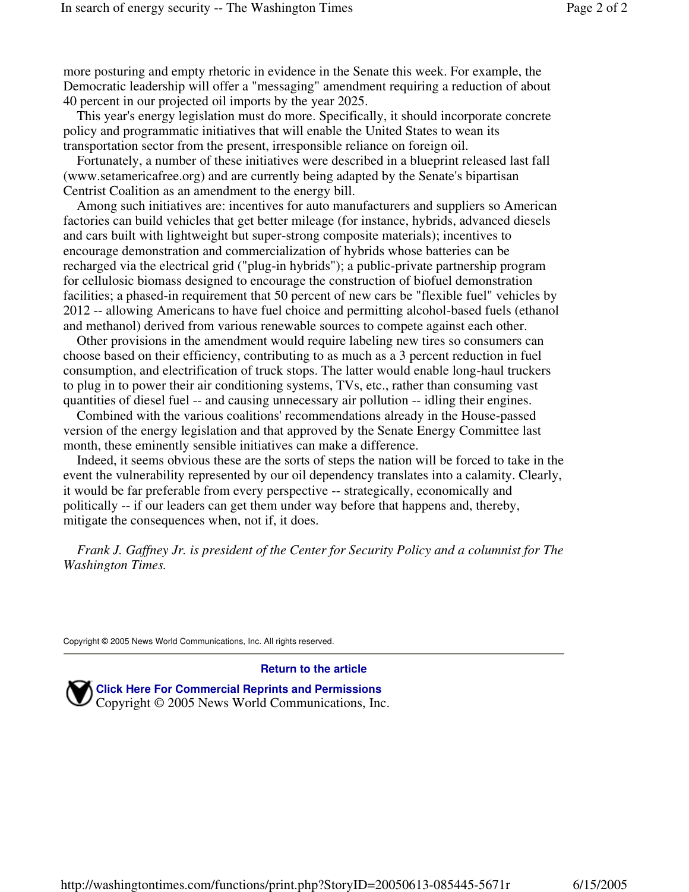more posturing and empty rhetoric in evidence in the Senate this week. For example, the Democratic leadership will offer a "messaging" amendment requiring a reduction of about 40 percent in our projected oil imports by the year 2025.

This year's energy legislation must do more. Specifically, it should incorporate concrete policy and programmatic initiatives that will enable the United States to wean its transportation sector from the present, irresponsible reliance on foreign oil.

Fortunately, a number of these initiatives were described in a blueprint released last fall (www.setamericafree.org) and are currently being adapted by the Senate's bipartisan Centrist Coalition as an amendment to the energy bill.

Among such initiatives are: incentives for auto manufacturers and suppliers so American factories can build vehicles that get better mileage (for instance, hybrids, advanced diesels and cars built with lightweight but super-strong composite materials); incentives to encourage demonstration and commercialization of hybrids whose batteries can be recharged via the electrical grid ("plug-in hybrids"); a public-private partnership program for cellulosic biomass designed to encourage the construction of biofuel demonstration facilities; a phased-in requirement that 50 percent of new cars be "flexible fuel" vehicles by 2012 -- allowing Americans to have fuel choice and permitting alcohol-based fuels (ethanol and methanol) derived from various renewable sources to compete against each other.

Other provisions in the amendment would require labeling new tires so consumers can choose based on their efficiency, contributing to as much as a 3 percent reduction in fuel consumption, and electrification of truck stops. The latter would enable long-haul truckers to plug in to power their air conditioning systems, TVs, etc., rather than consuming vast quantities of diesel fuel -- and causing unnecessary air pollution -- idling their engines.

Combined with the various coalitions' recommendations already in the House-passed version of the energy legislation and that approved by the Senate Energy Committee last month, these eminently sensible initiatives can make a difference.

Indeed, it seems obvious these are the sorts of steps the nation will be forced to take in the event the vulnerability represented by our oil dependency translates into a calamity. Clearly, it would be far preferable from every perspective -- strategically, economically and politically -- if our leaders can get them under way before that happens and, thereby, mitigate the consequences when, not if, it does.

*Frank J. Gaffney Jr. is president of the Center for Security Policy and a columnist for The Washington Times.*

Copyright © 2005 News World Communications, Inc. All rights reserved.

---

**Return to the article**

**Click Here For Commercial Reprints and Permissions**
Copyright © 2005 News World Communications, Inc.